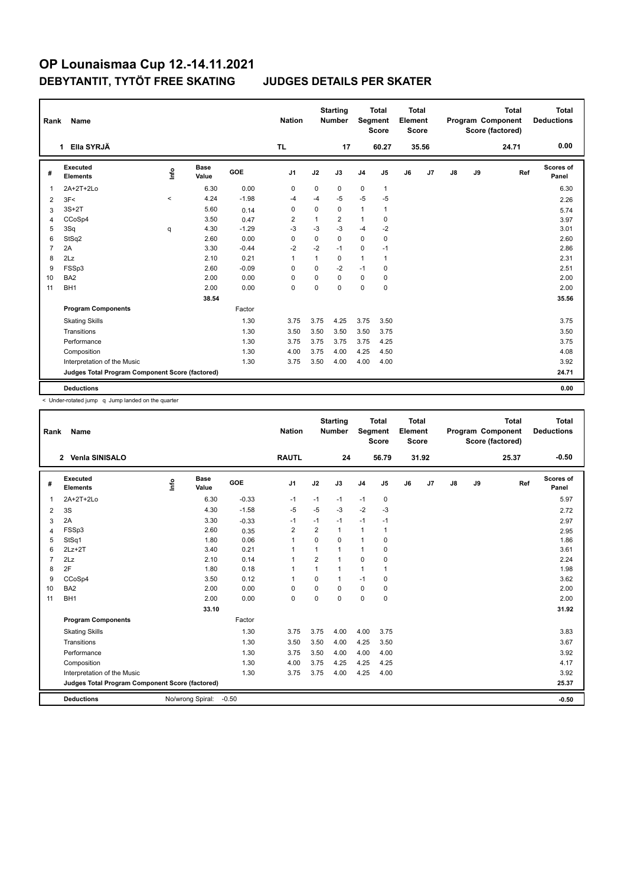# OP Lounaismaa Cup 12.-14.11.2021

## DEBYTANTIT, TYTÖT FREE SKATING JUDGES DETAILS PER SKATER

| Rank | Name | Nation | Starting Number | Total Segment Score | Total Element Score | Total Program Component Score (factored) | Total Deductions |
|---|---|---|---|---|---|---|---|
| 1 | Ella SYRJÄ | TL | 17 | 60.27 | 35.56 | 24.71 | 0.00 |

| # | Executed Elements | Info | Base Value | GOE | J1 | J2 | J3 | J4 | J5 | J6 | J7 | J8 | J9 | Ref | Scores of Panel |
|---|---|---|---|---|---|---|---|---|---|---|---|---|---|---|---|
| 1 | 2A+2T+2Lo | | 6.30 | 0.00 | 0 | 0 | 0 | 0 | 1 | | | | | | 6.30 |
| 2 | 3F< | < | 4.24 | -1.98 | -4 | -4 | -5 | -5 | -5 | | | | | | 2.26 |
| 3 | 3S+2T | | 5.60 | 0.14 | 0 | 0 | 0 | 1 | 1 | | | | | | 5.74 |
| 4 | CCoSp4 | | 3.50 | 0.47 | 2 | 1 | 2 | 1 | 0 | | | | | | 3.97 |
| 5 | 3Sq | q | 4.30 | -1.29 | -3 | -3 | -3 | -4 | -2 | | | | | | 3.01 |
| 6 | StSq2 | | 2.60 | 0.00 | 0 | 0 | 0 | 0 | 0 | | | | | | 2.60 |
| 7 | 2A | | 3.30 | -0.44 | -2 | -2 | -1 | 0 | -1 | | | | | | 2.86 |
| 8 | 2Lz | | 2.10 | 0.21 | 1 | 1 | 0 | 1 | 1 | | | | | | 2.31 |
| 9 | FSSp3 | | 2.60 | -0.09 | 0 | 0 | -2 | -1 | 0 | | | | | | 2.51 |
| 10 | BA2 | | 2.00 | 0.00 | 0 | 0 | 0 | 0 | 0 | | | | | | 2.00 |
| 11 | BH1 | | 2.00 | 0.00 | 0 | 0 | 0 | 0 | 0 | | | | | | 2.00 |
| | | | 38.54 | | | | | | | | | | | | 35.56 |
| | **Program Components** | | | Factor | | | | | | | | | | | |
| | Skating Skills | | | 1.30 | 3.75 | 3.75 | 4.25 | 3.75 | 3.50 | | | | | | 3.75 |
| | Transitions | | | 1.30 | 3.50 | 3.50 | 3.50 | 3.50 | 3.75 | | | | | | 3.50 |
| | Performance | | | 1.30 | 3.75 | 3.75 | 3.75 | 3.75 | 4.25 | | | | | | 3.75 |
| | Composition | | | 1.30 | 4.00 | 3.75 | 4.00 | 4.25 | 4.50 | | | | | | 4.08 |
| | Interpretation of the Music | | | 1.30 | 3.75 | 3.50 | 4.00 | 4.00 | 4.00 | | | | | | 3.92 |
| | **Judges Total Program Component Score (factored)** | | | | | | | | | | | | | | 24.71 |
| | **Deductions** | | | | | | | | | | | | | | 0.00 |

< Under-rotated jump q Jump landed on the quarter

| Rank | Name | Nation | Starting Number | Total Segment Score | Total Element Score | Total Program Component Score (factored) | Total Deductions |
|---|---|---|---|---|---|---|---|
| 2 | Venla SINISALO | RAUTL | 24 | 56.79 | 31.92 | 25.37 | -0.50 |

| # | Executed Elements | Info | Base Value | GOE | J1 | J2 | J3 | J4 | J5 | J6 | J7 | J8 | J9 | Ref | Scores of Panel |
|---|---|---|---|---|---|---|---|---|---|---|---|---|---|---|---|
| 1 | 2A+2T+2Lo | | 6.30 | -0.33 | -1 | -1 | -1 | -1 | 0 | | | | | | 5.97 |
| 2 | 3S | | 4.30 | -1.58 | -5 | -5 | -3 | -2 | -3 | | | | | | 2.72 |
| 3 | 2A | | 3.30 | -0.33 | -1 | -1 | -1 | -1 | -1 | | | | | | 2.97 |
| 4 | FSSp3 | | 2.60 | 0.35 | 2 | 2 | 1 | 1 | 1 | | | | | | 2.95 |
| 5 | StSq1 | | 1.80 | 0.06 | 1 | 0 | 0 | 1 | 0 | | | | | | 1.86 |
| 6 | 2Lz+2T | | 3.40 | 0.21 | 1 | 1 | 1 | 1 | 0 | | | | | | 3.61 |
| 7 | 2Lz | | 2.10 | 0.14 | 1 | 2 | 1 | 0 | 0 | | | | | | 2.24 |
| 8 | 2F | | 1.80 | 0.18 | 1 | 1 | 1 | 1 | 1 | | | | | | 1.98 |
| 9 | CCoSp4 | | 3.50 | 0.12 | 1 | 0 | 1 | -1 | 0 | | | | | | 3.62 |
| 10 | BA2 | | 2.00 | 0.00 | 0 | 0 | 0 | 0 | 0 | | | | | | 2.00 |
| 11 | BH1 | | 2.00 | 0.00 | 0 | 0 | 0 | 0 | 0 | | | | | | 2.00 |
| | | | 33.10 | | | | | | | | | | | | 31.92 |
| | **Program Components** | | | Factor | | | | | | | | | | | |
| | Skating Skills | | | 1.30 | 3.75 | 3.75 | 4.00 | 4.00 | 3.75 | | | | | | 3.83 |
| | Transitions | | | 1.30 | 3.50 | 3.50 | 4.00 | 4.25 | 3.50 | | | | | | 3.67 |
| | Performance | | | 1.30 | 3.75 | 3.50 | 4.00 | 4.00 | 4.00 | | | | | | 3.92 |
| | Composition | | | 1.30 | 4.00 | 3.75 | 4.25 | 4.25 | 4.25 | | | | | | 4.17 |
| | Interpretation of the Music | | | 1.30 | 3.75 | 3.75 | 4.00 | 4.25 | 4.00 | | | | | | 3.92 |
| | **Judges Total Program Component Score (factored)** | | | | | | | | | | | | | | 25.37 |
| | **Deductions** | No/wrong Spiral: | -0.50 | | | | | | | | | | | | -0.50 |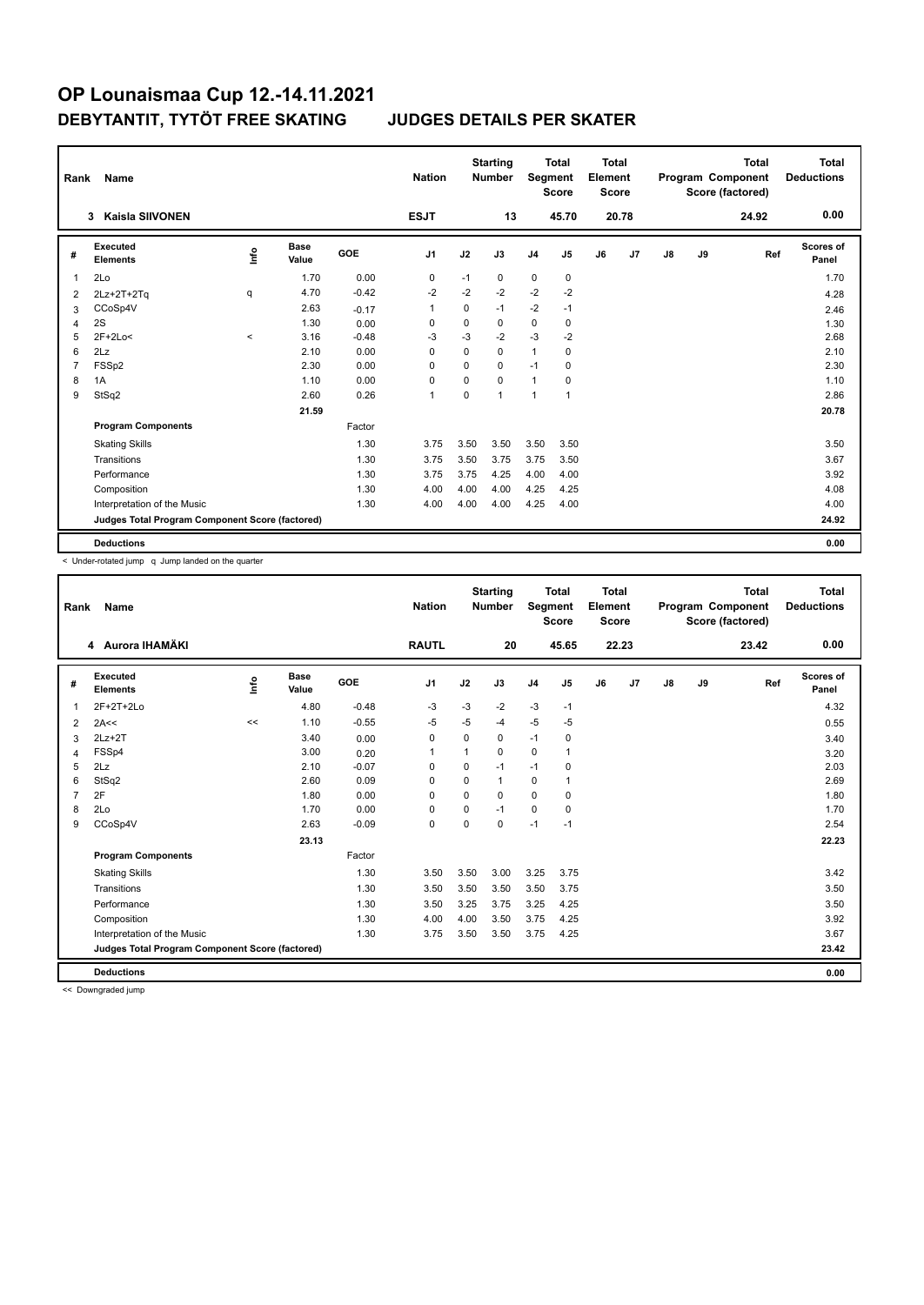# OP Lounaismaa Cup 12.-14.11.2021

## DEBYTANTIT, TYTÖT FREE SKATING JUDGES DETAILS PER SKATER

| Rank | Name | Nation | Starting Number | Total Segment Score | Total Element Score | Total Program Component Score (factored) | Total Deductions |
|---|---|---|---|---|---|---|---|
| 3 | Kaisla SIIVONEN | ESJT | 13 | 45.70 | 20.78 | 24.92 | 0.00 |

| # | Executed Elements | Info | Base Value | GOE | J1 | J2 | J3 | J4 | J5 | J6 | J7 | J8 | J9 | Ref | Scores of Panel |
|---|---|---|---|---|---|---|---|---|---|---|---|---|---|---|---|
| 1 | 2Lo | | 1.70 | 0.00 | 0 | -1 | 0 | 0 | 0 | | | | | | 1.70 |
| 2 | 2Lz+2T+2Tq | q | 4.70 | -0.42 | -2 | -2 | -2 | -2 | -2 | | | | | | 4.28 |
| 3 | CCoSp4V | | 2.63 | -0.17 | 1 | 0 | -1 | -2 | -1 | | | | | | 2.46 |
| 4 | 2S | | 1.30 | 0.00 | 0 | 0 | 0 | 0 | 0 | | | | | | 1.30 |
| 5 | 2F+2Lo< | < | 3.16 | -0.48 | -3 | -3 | -2 | -3 | -2 | | | | | | 2.68 |
| 6 | 2Lz | | 2.10 | 0.00 | 0 | 0 | 0 | 1 | 0 | | | | | | 2.10 |
| 7 | FSSp2 | | 2.30 | 0.00 | 0 | 0 | 0 | -1 | 0 | | | | | | 2.30 |
| 8 | 1A | | 1.10 | 0.00 | 0 | 0 | 0 | 1 | 0 | | | | | | 1.10 |
| 9 | StSq2 | | 2.60 | 0.26 | 1 | 0 | 1 | 1 | 1 | | | | | | 2.86 |
| | | | 21.59 | | | | | | | | | | | | 20.78 |
| | **Program Components** | | | Factor | | | | | | | | | | | |
| | Skating Skills | | | 1.30 | 3.75 | 3.50 | 3.50 | 3.50 | 3.50 | | | | | | 3.50 |
| | Transitions | | | 1.30 | 3.75 | 3.50 | 3.75 | 3.75 | 3.50 | | | | | | 3.67 |
| | Performance | | | 1.30 | 3.75 | 3.75 | 4.25 | 4.00 | 4.00 | | | | | | 3.92 |
| | Composition | | | 1.30 | 4.00 | 4.00 | 4.00 | 4.25 | 4.25 | | | | | | 4.08 |
| | Interpretation of the Music | | | 1.30 | 4.00 | 4.00 | 4.00 | 4.25 | 4.00 | | | | | | 4.00 |
| | **Judges Total Program Component Score (factored)** | | | | | | | | | | | | | | **24.92** |
| | **Deductions** | | | | | | | | | | | | | | **0.00** |

< Under-rotated jump q Jump landed on the quarter

| Rank | Name | Nation | Starting Number | Total Segment Score | Total Element Score | Total Program Component Score (factored) | Total Deductions |
|---|---|---|---|---|---|---|---|
| 4 | Aurora IHAMÄKI | RAUTL | 20 | 45.65 | 22.23 | 23.42 | 0.00 |

| # | Executed Elements | Info | Base Value | GOE | J1 | J2 | J3 | J4 | J5 | J6 | J7 | J8 | J9 | Ref | Scores of Panel |
|---|---|---|---|---|---|---|---|---|---|---|---|---|---|---|---|
| 1 | 2F+2T+2Lo | | 4.80 | -0.48 | -3 | -3 | -2 | -3 | -1 | | | | | | 4.32 |
| 2 | 2A<< | << | 1.10 | -0.55 | -5 | -5 | -4 | -5 | -5 | | | | | | 0.55 |
| 3 | 2Lz+2T | | 3.40 | 0.00 | 0 | 0 | 0 | -1 | 0 | | | | | | 3.40 |
| 4 | FSSp4 | | 3.00 | 0.20 | 1 | 1 | 0 | 0 | 1 | | | | | | 3.20 |
| 5 | 2Lz | | 2.10 | -0.07 | 0 | 0 | -1 | -1 | 0 | | | | | | 2.03 |
| 6 | StSq2 | | 2.60 | 0.09 | 0 | 0 | 1 | 0 | 1 | | | | | | 2.69 |
| 7 | 2F | | 1.80 | 0.00 | 0 | 0 | 0 | 0 | 0 | | | | | | 1.80 |
| 8 | 2Lo | | 1.70 | 0.00 | 0 | 0 | -1 | 0 | 0 | | | | | | 1.70 |
| 9 | CCoSp4V | | 2.63 | -0.09 | 0 | 0 | 0 | -1 | -1 | | | | | | 2.54 |
| | | | 23.13 | | | | | | | | | | | | 22.23 |
| | **Program Components** | | | Factor | | | | | | | | | | | |
| | Skating Skills | | | 1.30 | 3.50 | 3.50 | 3.00 | 3.25 | 3.75 | | | | | | 3.42 |
| | Transitions | | | 1.30 | 3.50 | 3.50 | 3.50 | 3.50 | 3.75 | | | | | | 3.50 |
| | Performance | | | 1.30 | 3.50 | 3.25 | 3.75 | 3.25 | 4.25 | | | | | | 3.50 |
| | Composition | | | 1.30 | 4.00 | 4.00 | 3.50 | 3.75 | 4.25 | | | | | | 3.92 |
| | Interpretation of the Music | | | 1.30 | 3.75 | 3.50 | 3.50 | 3.75 | 4.25 | | | | | | 3.67 |
| | **Judges Total Program Component Score (factored)** | | | | | | | | | | | | | | **23.42** |
| | **Deductions** | | | | | | | | | | | | | | **0.00** |

<< Downgraded jump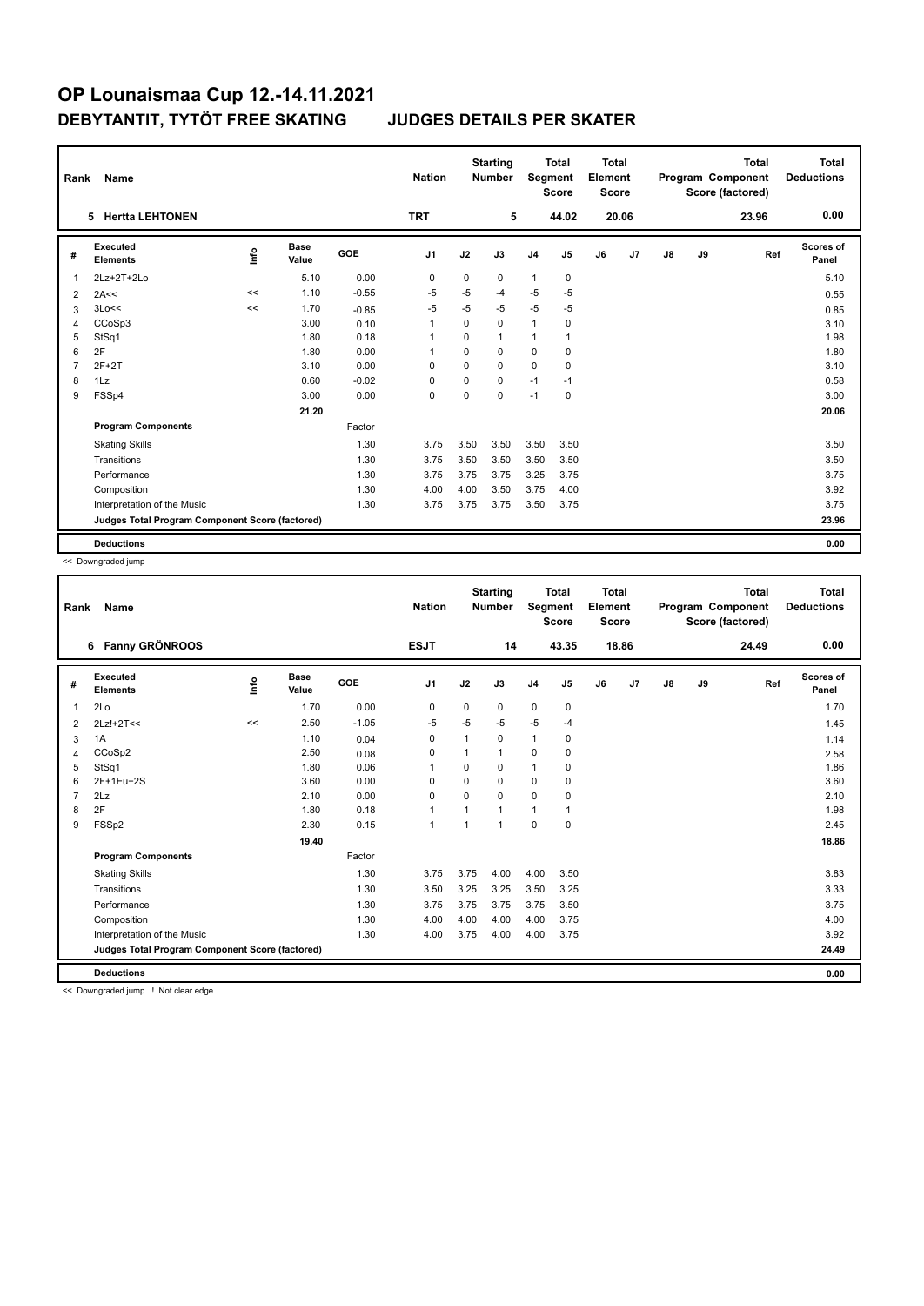# OP Lounaismaa Cup 12.-14.11.2021

## DEBYTANTIT, TYTÖT FREE SKATING JUDGES DETAILS PER SKATER

| Rank | Name | Nation | Starting Number | Total Segment Score | Total Element Score | Total Program Component Score (factored) | Total Deductions |
|---|---|---|---|---|---|---|---|
| 5 | Hertta LEHTONEN | TRT | 5 | 44.02 | 20.06 | 23.96 | 0.00 |

| # | Executed Elements | Info | Base Value | GOE | J1 | J2 | J3 | J4 | J5 | J6 | J7 | J8 | J9 | Ref | Scores of Panel |
|---|---|---|---|---|---|---|---|---|---|---|---|---|---|---|---|
| 1 | 2Lz+2T+2Lo | | 5.10 | 0.00 | 0 | 0 | 0 | 1 | 0 | | | | | | 5.10 |
| 2 | 2A<< | << | 1.10 | -0.55 | -5 | -5 | -4 | -5 | -5 | | | | | | 0.55 |
| 3 | 3Lo<< | << | 1.70 | -0.85 | -5 | -5 | -5 | -5 | -5 | | | | | | 0.85 |
| 4 | CCoSp3 | | 3.00 | 0.10 | 1 | 0 | 0 | 1 | 0 | | | | | | 3.10 |
| 5 | StSq1 | | 1.80 | 0.18 | 1 | 0 | 1 | 1 | 1 | | | | | | 1.98 |
| 6 | 2F | | 1.80 | 0.00 | 1 | 0 | 0 | 0 | 0 | | | | | | 1.80 |
| 7 | 2F+2T | | 3.10 | 0.00 | 0 | 0 | 0 | 0 | 0 | | | | | | 3.10 |
| 8 | 1Lz | | 0.60 | -0.02 | 0 | 0 | 0 | -1 | -1 | | | | | | 0.58 |
| 9 | FSSp4 | | 3.00 | 0.00 | 0 | 0 | 0 | -1 | 0 | | | | | | 3.00 |
| | | | 21.20 | | | | | | | | | | | | 20.06 |
| | **Program Components** | | | Factor | | | | | | | | | | | |
| | Skating Skills | | | 1.30 | 3.75 | 3.50 | 3.50 | 3.50 | 3.50 | | | | | | 3.50 |
| | Transitions | | | 1.30 | 3.75 | 3.50 | 3.50 | 3.50 | 3.50 | | | | | | 3.50 |
| | Performance | | | 1.30 | 3.75 | 3.75 | 3.75 | 3.25 | 3.75 | | | | | | 3.75 |
| | Composition | | | 1.30 | 4.00 | 4.00 | 3.50 | 3.75 | 4.00 | | | | | | 3.92 |
| | Interpretation of the Music | | | 1.30 | 3.75 | 3.75 | 3.75 | 3.50 | 3.75 | | | | | | 3.75 |
| | **Judges Total Program Component Score (factored)** | | | | | | | | | | | | | | 23.96 |
| | **Deductions** | | | | | | | | | | | | | | 0.00 |

<< Downgraded jump

| Rank | Name | Nation | Starting Number | Total Segment Score | Total Element Score | Total Program Component Score (factored) | Total Deductions |
|---|---|---|---|---|---|---|---|
| 6 | Fanny GRÖNROOS | ESJT | 14 | 43.35 | 18.86 | 24.49 | 0.00 |

| # | Executed Elements | Info | Base Value | GOE | J1 | J2 | J3 | J4 | J5 | J6 | J7 | J8 | J9 | Ref | Scores of Panel |
|---|---|---|---|---|---|---|---|---|---|---|---|---|---|---|---|
| 1 | 2Lo | | 1.70 | 0.00 | 0 | 0 | 0 | 0 | 0 | | | | | | 1.70 |
| 2 | 2Lz!+2T<< | << | 2.50 | -1.05 | -5 | -5 | -5 | -5 | -4 | | | | | | 1.45 |
| 3 | 1A | | 1.10 | 0.04 | 0 | 1 | 0 | 1 | 0 | | | | | | 1.14 |
| 4 | CCoSp2 | | 2.50 | 0.08 | 0 | 1 | 1 | 0 | 0 | | | | | | 2.58 |
| 5 | StSq1 | | 1.80 | 0.06 | 1 | 0 | 0 | 1 | 0 | | | | | | 1.86 |
| 6 | 2F+1Eu+2S | | 3.60 | 0.00 | 0 | 0 | 0 | 0 | 0 | | | | | | 3.60 |
| 7 | 2Lz | | 2.10 | 0.00 | 0 | 0 | 0 | 0 | 0 | | | | | | 2.10 |
| 8 | 2F | | 1.80 | 0.18 | 1 | 1 | 1 | 1 | 1 | | | | | | 1.98 |
| 9 | FSSp2 | | 2.30 | 0.15 | 1 | 1 | 1 | 0 | 0 | | | | | | 2.45 |
| | | | 19.40 | | | | | | | | | | | | 18.86 |
| | **Program Components** | | | Factor | | | | | | | | | | | |
| | Skating Skills | | | 1.30 | 3.75 | 3.75 | 4.00 | 4.00 | 3.50 | | | | | | 3.83 |
| | Transitions | | | 1.30 | 3.50 | 3.25 | 3.25 | 3.50 | 3.25 | | | | | | 3.33 |
| | Performance | | | 1.30 | 3.75 | 3.75 | 3.75 | 3.75 | 3.50 | | | | | | 3.75 |
| | Composition | | | 1.30 | 4.00 | 4.00 | 4.00 | 4.00 | 3.75 | | | | | | 4.00 |
| | Interpretation of the Music | | | 1.30 | 4.00 | 3.75 | 4.00 | 4.00 | 3.75 | | | | | | 3.92 |
| | **Judges Total Program Component Score (factored)** | | | | | | | | | | | | | | 24.49 |
| | **Deductions** | | | | | | | | | | | | | | 0.00 |

<< Downgraded jump ! Not clear edge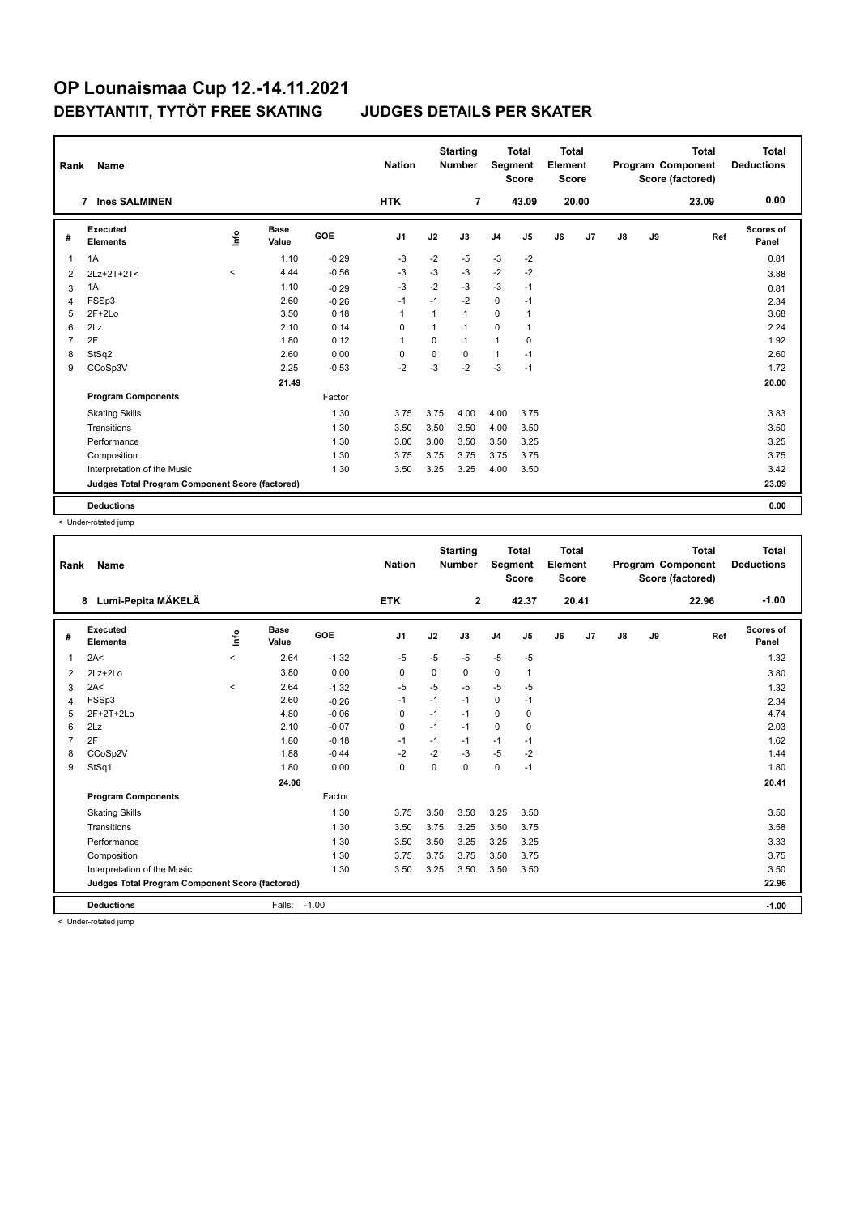# OP Lounaismaa Cup 12.-14.11.2021

## DEBYTANTIT, TYTÖT FREE SKATING JUDGES DETAILS PER SKATER

| Rank | Name | | | | Nation | | Starting Number | | Total Segment Score | | Total Element Score | | | | Total Program Component Score (factored) | Total Deductions |
|---|---|---|---|---|---|---|---|---|---|---|---|---|---|---|---|---|
| 7 | Ines SALMINEN | | | | HTK | | 7 | | 43.09 | | 20.00 | | | | 23.09 | 0.00 |

| # | Executed Elements | Info | Base Value | GOE | J1 | J2 | J3 | J4 | J5 | J6 | J7 | J8 | J9 | Ref | Scores of Panel |
|---|---|---|---|---|---|---|---|---|---|---|---|---|---|---|---|
| 1 | 1A | | 1.10 | -0.29 | -3 | -2 | -5 | -3 | -2 | | | | | | 0.81 |
| 2 | 2Lz+2T+2T< | < | 4.44 | -0.56 | -3 | -3 | -3 | -2 | -2 | | | | | | 3.88 |
| 3 | 1A | | 1.10 | -0.29 | -3 | -2 | -3 | -3 | -1 | | | | | | 0.81 |
| 4 | FSSp3 | | 2.60 | -0.26 | -1 | -1 | -2 | 0 | -1 | | | | | | 2.34 |
| 5 | 2F+2Lo | | 3.50 | 0.18 | 1 | 1 | 1 | 0 | 1 | | | | | | 3.68 |
| 6 | 2Lz | | 2.10 | 0.14 | 0 | 1 | 1 | 0 | 1 | | | | | | 2.24 |
| 7 | 2F | | 1.80 | 0.12 | 1 | 0 | 1 | 1 | 0 | | | | | | 1.92 |
| 8 | StSq2 | | 2.60 | 0.00 | 0 | 0 | 0 | 1 | -1 | | | | | | 2.60 |
| 9 | CCoSp3V | | 2.25 | -0.53 | -2 | -3 | -2 | -3 | -1 | | | | | | 1.72 |
| | | | 21.49 | | | | | | | | | | | | 20.00 |
| | **Program Components** | | | Factor | | | | | | | | | | | |
| | Skating Skills | | | 1.30 | 3.75 | 3.75 | 4.00 | 4.00 | 3.75 | | | | | | 3.83 |
| | Transitions | | | 1.30 | 3.50 | 3.50 | 3.50 | 4.00 | 3.50 | | | | | | 3.50 |
| | Performance | | | 1.30 | 3.00 | 3.00 | 3.50 | 3.50 | 3.25 | | | | | | 3.25 |
| | Composition | | | 1.30 | 3.75 | 3.75 | 3.75 | 3.75 | 3.75 | | | | | | 3.75 |
| | Interpretation of the Music | | | 1.30 | 3.50 | 3.25 | 3.25 | 4.00 | 3.50 | | | | | | 3.42 |
| | **Judges Total Program Component Score (factored)** | | | | | | | | | | | | | | 23.09 |
| | **Deductions** | | | | | | | | | | | | | | 0.00 |

< Under-rotated jump

| Rank | Name | | | | Nation | | Starting Number | | Total Segment Score | | Total Element Score | | | | Total Program Component Score (factored) | Total Deductions |
|---|---|---|---|---|---|---|---|---|---|---|---|---|---|---|---|---|
| 8 | Lumi-Pepita MÄKELÄ | | | | ETK | | 2 | | 42.37 | | 20.41 | | | | 22.96 | -1.00 |

| # | Executed Elements | Info | Base Value | GOE | J1 | J2 | J3 | J4 | J5 | J6 | J7 | J8 | J9 | Ref | Scores of Panel |
|---|---|---|---|---|---|---|---|---|---|---|---|---|---|---|---|
| 1 | 2A< | < | 2.64 | -1.32 | -5 | -5 | -5 | -5 | -5 | | | | | | 1.32 |
| 2 | 2Lz+2Lo | | 3.80 | 0.00 | 0 | 0 | 0 | 0 | 1 | | | | | | 3.80 |
| 3 | 2A< | < | 2.64 | -1.32 | -5 | -5 | -5 | -5 | -5 | | | | | | 1.32 |
| 4 | FSSp3 | | 2.60 | -0.26 | -1 | -1 | -1 | 0 | -1 | | | | | | 2.34 |
| 5 | 2F+2T+2Lo | | 4.80 | -0.06 | 0 | -1 | -1 | 0 | 0 | | | | | | 4.74 |
| 6 | 2Lz | | 2.10 | -0.07 | 0 | -1 | -1 | 0 | 0 | | | | | | 2.03 |
| 7 | 2F | | 1.80 | -0.18 | -1 | -1 | -1 | -1 | -1 | | | | | | 1.62 |
| 8 | CCoSp2V | | 1.88 | -0.44 | -2 | -2 | -3 | -5 | -2 | | | | | | 1.44 |
| 9 | StSq1 | | 1.80 | 0.00 | 0 | 0 | 0 | 0 | -1 | | | | | | 1.80 |
| | | | 24.06 | | | | | | | | | | | | 20.41 |
| | **Program Components** | | | Factor | | | | | | | | | | | |
| | Skating Skills | | | 1.30 | 3.75 | 3.50 | 3.50 | 3.25 | 3.50 | | | | | | 3.50 |
| | Transitions | | | 1.30 | 3.50 | 3.75 | 3.25 | 3.50 | 3.75 | | | | | | 3.58 |
| | Performance | | | 1.30 | 3.50 | 3.50 | 3.25 | 3.25 | 3.25 | | | | | | 3.33 |
| | Composition | | | 1.30 | 3.75 | 3.75 | 3.75 | 3.50 | 3.75 | | | | | | 3.75 |
| | Interpretation of the Music | | | 1.30 | 3.50 | 3.25 | 3.50 | 3.50 | 3.50 | | | | | | 3.50 |
| | **Judges Total Program Component Score (factored)** | | | | | | | | | | | | | | 22.96 |
| | **Deductions** | Falls: | -1.00 | | | | | | | | | | | | -1.00 |

< Under-rotated jump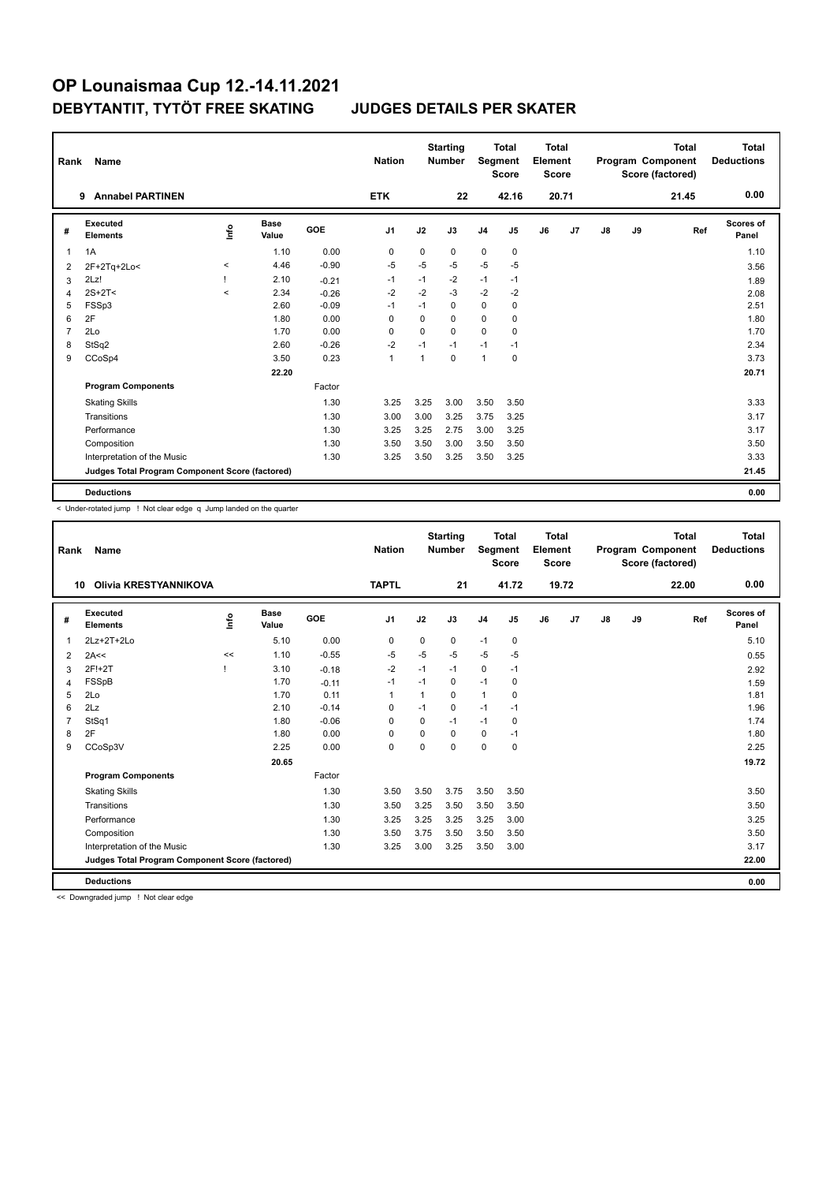# OP Lounaismaa Cup 12.-14.11.2021

## DEBYTANTIT, TYTÖT FREE SKATING JUDGES DETAILS PER SKATER

| Rank | Name | Nation | Starting Number | Total Segment Score | Total Element Score | Total Program Component Score (factored) | Total Deductions |
|---|---|---|---|---|---|---|---|
| 9 | Annabel PARTINEN | ETK | 22 | 42.16 | 20.71 | 21.45 | 0.00 |

| # | Executed Elements | Info | Base Value | GOE | J1 | J2 | J3 | J4 | J5 | J6 | J7 | J8 | J9 | Ref | Scores of Panel |
|---|---|---|---|---|---|---|---|---|---|---|---|---|---|---|---|
| 1 | 1A | | 1.10 | 0.00 | 0 | 0 | 0 | 0 | 0 | | | | | | 1.10 |
| 2 | 2F+2Tq+2Lo< | < | 4.46 | -0.90 | -5 | -5 | -5 | -5 | -5 | | | | | | 3.56 |
| 3 | 2Lz! | ! | 2.10 | -0.21 | -1 | -1 | -2 | -1 | -1 | | | | | | 1.89 |
| 4 | 2S+2T< | < | 2.34 | -0.26 | -2 | -2 | -3 | -2 | -2 | | | | | | 2.08 |
| 5 | FSSp3 | | 2.60 | -0.09 | -1 | -1 | 0 | 0 | 0 | | | | | | 2.51 |
| 6 | 2F | | 1.80 | 0.00 | 0 | 0 | 0 | 0 | 0 | | | | | | 1.80 |
| 7 | 2Lo | | 1.70 | 0.00 | 0 | 0 | 0 | 0 | 0 | | | | | | 1.70 |
| 8 | StSq2 | | 2.60 | -0.26 | -2 | -1 | -1 | -1 | -1 | | | | | | 2.34 |
| 9 | CCoSp4 | | 3.50 | 0.23 | 1 | 1 | 0 | 1 | 0 | | | | | | 3.73 |
| | | | 22.20 | | | | | | | | | | | | 20.71 |
| | **Program Components** | | | Factor | | | | | | | | | | | |
| | Skating Skills | | | 1.30 | 3.25 | 3.25 | 3.00 | 3.50 | 3.50 | | | | | | 3.33 |
| | Transitions | | | 1.30 | 3.00 | 3.00 | 3.25 | 3.75 | 3.25 | | | | | | 3.17 |
| | Performance | | | 1.30 | 3.25 | 3.25 | 2.75 | 3.00 | 3.25 | | | | | | 3.17 |
| | Composition | | | 1.30 | 3.50 | 3.50 | 3.00 | 3.50 | 3.50 | | | | | | 3.50 |
| | Interpretation of the Music | | | 1.30 | 3.25 | 3.50 | 3.25 | 3.50 | 3.25 | | | | | | 3.33 |
| | **Judges Total Program Component Score (factored)** | | | | | | | | | | | | | | 21.45 |
| | **Deductions** | | | | | | | | | | | | | | 0.00 |

< Under-rotated jump ! Not clear edge q Jump landed on the quarter

| Rank | Name | Nation | Starting Number | Total Segment Score | Total Element Score | Total Program Component Score (factored) | Total Deductions |
|---|---|---|---|---|---|---|---|
| 10 | Olivia KRESTYANNIKOVA | TAPTL | 21 | 41.72 | 19.72 | 22.00 | 0.00 |

| # | Executed Elements | Info | Base Value | GOE | J1 | J2 | J3 | J4 | J5 | J6 | J7 | J8 | J9 | Ref | Scores of Panel |
|---|---|---|---|---|---|---|---|---|---|---|---|---|---|---|---|
| 1 | 2Lz+2T+2Lo | | 5.10 | 0.00 | 0 | 0 | 0 | -1 | 0 | | | | | | 5.10 |
| 2 | 2A<< | << | 1.10 | -0.55 | -5 | -5 | -5 | -5 | -5 | | | | | | 0.55 |
| 3 | 2F!+2T | ! | 3.10 | -0.18 | -2 | -1 | -1 | 0 | -1 | | | | | | 2.92 |
| 4 | FSSpB | | 1.70 | -0.11 | -1 | -1 | 0 | -1 | 0 | | | | | | 1.59 |
| 5 | 2Lo | | 1.70 | 0.11 | 1 | 1 | 0 | 1 | 0 | | | | | | 1.81 |
| 6 | 2Lz | | 2.10 | -0.14 | 0 | -1 | 0 | -1 | -1 | | | | | | 1.96 |
| 7 | StSq1 | | 1.80 | -0.06 | 0 | 0 | -1 | -1 | 0 | | | | | | 1.74 |
| 8 | 2F | | 1.80 | 0.00 | 0 | 0 | 0 | 0 | -1 | | | | | | 1.80 |
| 9 | CCoSp3V | | 2.25 | 0.00 | 0 | 0 | 0 | 0 | 0 | | | | | | 2.25 |
| | | | 20.65 | | | | | | | | | | | | 19.72 |
| | **Program Components** | | | Factor | | | | | | | | | | | |
| | Skating Skills | | | 1.30 | 3.50 | 3.50 | 3.75 | 3.50 | 3.50 | | | | | | 3.50 |
| | Transitions | | | 1.30 | 3.50 | 3.25 | 3.50 | 3.50 | 3.50 | | | | | | 3.50 |
| | Performance | | | 1.30 | 3.25 | 3.25 | 3.25 | 3.25 | 3.00 | | | | | | 3.25 |
| | Composition | | | 1.30 | 3.50 | 3.75 | 3.50 | 3.50 | 3.50 | | | | | | 3.50 |
| | Interpretation of the Music | | | 1.30 | 3.25 | 3.00 | 3.25 | 3.50 | 3.00 | | | | | | 3.17 |
| | **Judges Total Program Component Score (factored)** | | | | | | | | | | | | | | 22.00 |
| | **Deductions** | | | | | | | | | | | | | | 0.00 |

<< Downgraded jump ! Not clear edge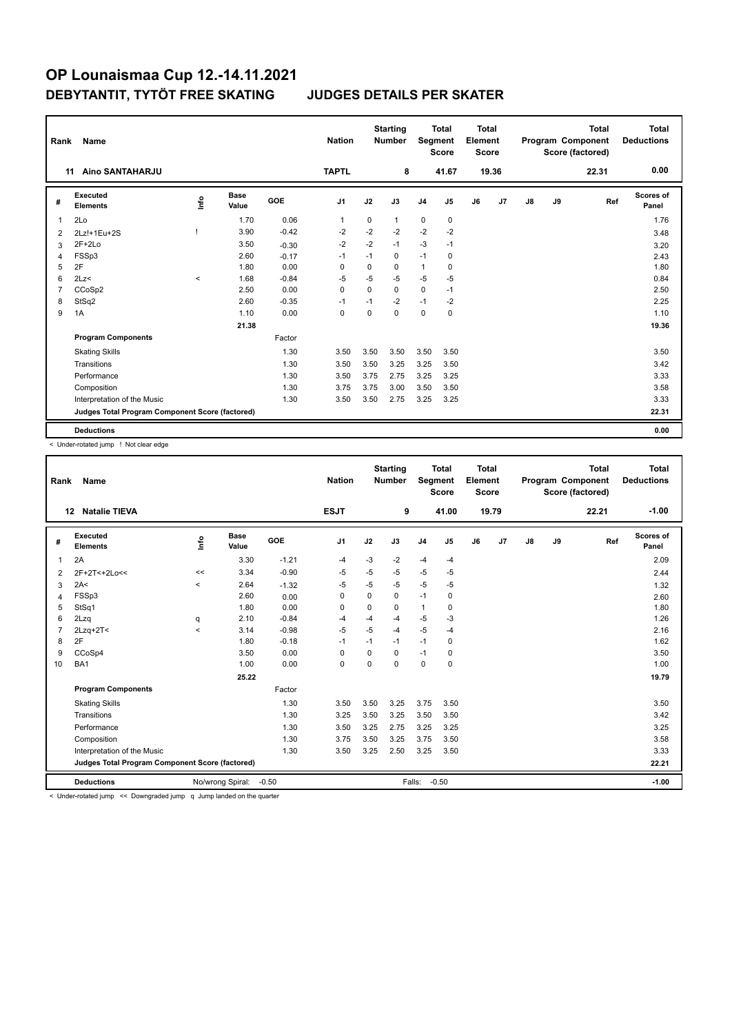# OP Lounaismaa Cup 12.-14.11.2021

## DEBYTANTIT, TYTÖT FREE SKATING JUDGES DETAILS PER SKATER

| Rank | Name | Nation | Starting Number | Total Segment Score | Total Element Score | Total Program Component Score (factored) | Total Deductions |
|---|---|---|---|---|---|---|---|
| 11 | Aino SANTAHARJU | TAPTL | 8 | 41.67 | 19.36 | 22.31 | 0.00 |

| # | Executed Elements | Info | Base Value | GOE | J1 | J2 | J3 | J4 | J5 | J6 | J7 | J8 | J9 | Ref | Scores of Panel |
|---|---|---|---|---|---|---|---|---|---|---|---|---|---|---|---|
| 1 | 2Lo | | 1.70 | 0.06 | 1 | 0 | 1 | 0 | 0 | | | | | | 1.76 |
| 2 | 2Lz!+1Eu+2S | ! | 3.90 | -0.42 | -2 | -2 | -2 | -2 | -2 | | | | | | 3.48 |
| 3 | 2F+2Lo | | 3.50 | -0.30 | -2 | -2 | -1 | -3 | -1 | | | | | | 3.20 |
| 4 | FSSp3 | | 2.60 | -0.17 | -1 | -1 | 0 | -1 | 0 | | | | | | 2.43 |
| 5 | 2F | | 1.80 | 0.00 | 0 | 0 | 0 | 1 | 0 | | | | | | 1.80 |
| 6 | 2Lz< | < | 1.68 | -0.84 | -5 | -5 | -5 | -5 | -5 | | | | | | 0.84 |
| 7 | CCoSp2 | | 2.50 | 0.00 | 0 | 0 | 0 | 0 | -1 | | | | | | 2.50 |
| 8 | StSq2 | | 2.60 | -0.35 | -1 | -1 | -2 | -1 | -2 | | | | | | 2.25 |
| 9 | 1A | | 1.10 | 0.00 | 0 | 0 | 0 | 0 | 0 | | | | | | 1.10 |
| | | | 21.38 | | | | | | | | | | | | 19.36 |
| | **Program Components** | | | Factor | | | | | | | | | | | |
| | Skating Skills | | | 1.30 | 3.50 | 3.50 | 3.50 | 3.50 | 3.50 | | | | | | 3.50 |
| | Transitions | | | 1.30 | 3.50 | 3.50 | 3.25 | 3.25 | 3.50 | | | | | | 3.42 |
| | Performance | | | 1.30 | 3.50 | 3.75 | 2.75 | 3.25 | 3.25 | | | | | | 3.33 |
| | Composition | | | 1.30 | 3.75 | 3.75 | 3.00 | 3.50 | 3.50 | | | | | | 3.58 |
| | Interpretation of the Music | | | 1.30 | 3.50 | 3.50 | 2.75 | 3.25 | 3.25 | | | | | | 3.33 |
| | **Judges Total Program Component Score (factored)** | | | | | | | | | | | | | | 22.31 |
| | **Deductions** | | | | | | | | | | | | | | 0.00 |

< Under-rotated jump ! Not clear edge

| Rank | Name | Nation | Starting Number | Total Segment Score | Total Element Score | Total Program Component Score (factored) | Total Deductions |
|---|---|---|---|---|---|---|---|
| 12 | Natalie TIEVA | ESJT | 9 | 41.00 | 19.79 | 22.21 | -1.00 |

| # | Executed Elements | Info | Base Value | GOE | J1 | J2 | J3 | J4 | J5 | J6 | J7 | J8 | J9 | Ref | Scores of Panel |
|---|---|---|---|---|---|---|---|---|---|---|---|---|---|---|---|
| 1 | 2A | | 3.30 | -1.21 | -4 | -3 | -2 | -4 | -4 | | | | | | 2.09 |
| 2 | 2F+2T<+2Lo<< | << | 3.34 | -0.90 | -5 | -5 | -5 | -5 | -5 | | | | | | 2.44 |
| 3 | 2A< | < | 2.64 | -1.32 | -5 | -5 | -5 | -5 | -5 | | | | | | 1.32 |
| 4 | FSSp3 | | 2.60 | 0.00 | 0 | 0 | 0 | -1 | 0 | | | | | | 2.60 |
| 5 | StSq1 | | 1.80 | 0.00 | 0 | 0 | 0 | 1 | 0 | | | | | | 1.80 |
| 6 | 2Lzq | q | 2.10 | -0.84 | -4 | -4 | -4 | -5 | -3 | | | | | | 1.26 |
| 7 | 2Lzq+2T< | < | 3.14 | -0.98 | -5 | -5 | -4 | -5 | -4 | | | | | | 2.16 |
| 8 | 2F | | 1.80 | -0.18 | -1 | -1 | -1 | -1 | 0 | | | | | | 1.62 |
| 9 | CCoSp4 | | 3.50 | 0.00 | 0 | 0 | 0 | -1 | 0 | | | | | | 3.50 |
| 10 | BA1 | | 1.00 | 0.00 | 0 | 0 | 0 | 0 | 0 | | | | | | 1.00 |
| | | | 25.22 | | | | | | | | | | | | 19.79 |
| | **Program Components** | | | Factor | | | | | | | | | | | |
| | Skating Skills | | | 1.30 | 3.50 | 3.50 | 3.25 | 3.75 | 3.50 | | | | | | 3.50 |
| | Transitions | | | 1.30 | 3.25 | 3.50 | 3.25 | 3.50 | 3.50 | | | | | | 3.42 |
| | Performance | | | 1.30 | 3.50 | 3.25 | 2.75 | 3.25 | 3.25 | | | | | | 3.25 |
| | Composition | | | 1.30 | 3.75 | 3.50 | 3.25 | 3.75 | 3.50 | | | | | | 3.58 |
| | Interpretation of the Music | | | 1.30 | 3.50 | 3.25 | 2.50 | 3.25 | 3.50 | | | | | | 3.33 |
| | **Judges Total Program Component Score (factored)** | | | | | | | | | | | | | | 22.21 |
| | **Deductions** | No/wrong Spiral: | -0.50 | | | | Falls: | -0.50 | | | | | | | -1.00 |

< Under-rotated jump << Downgraded jump q Jump landed on the quarter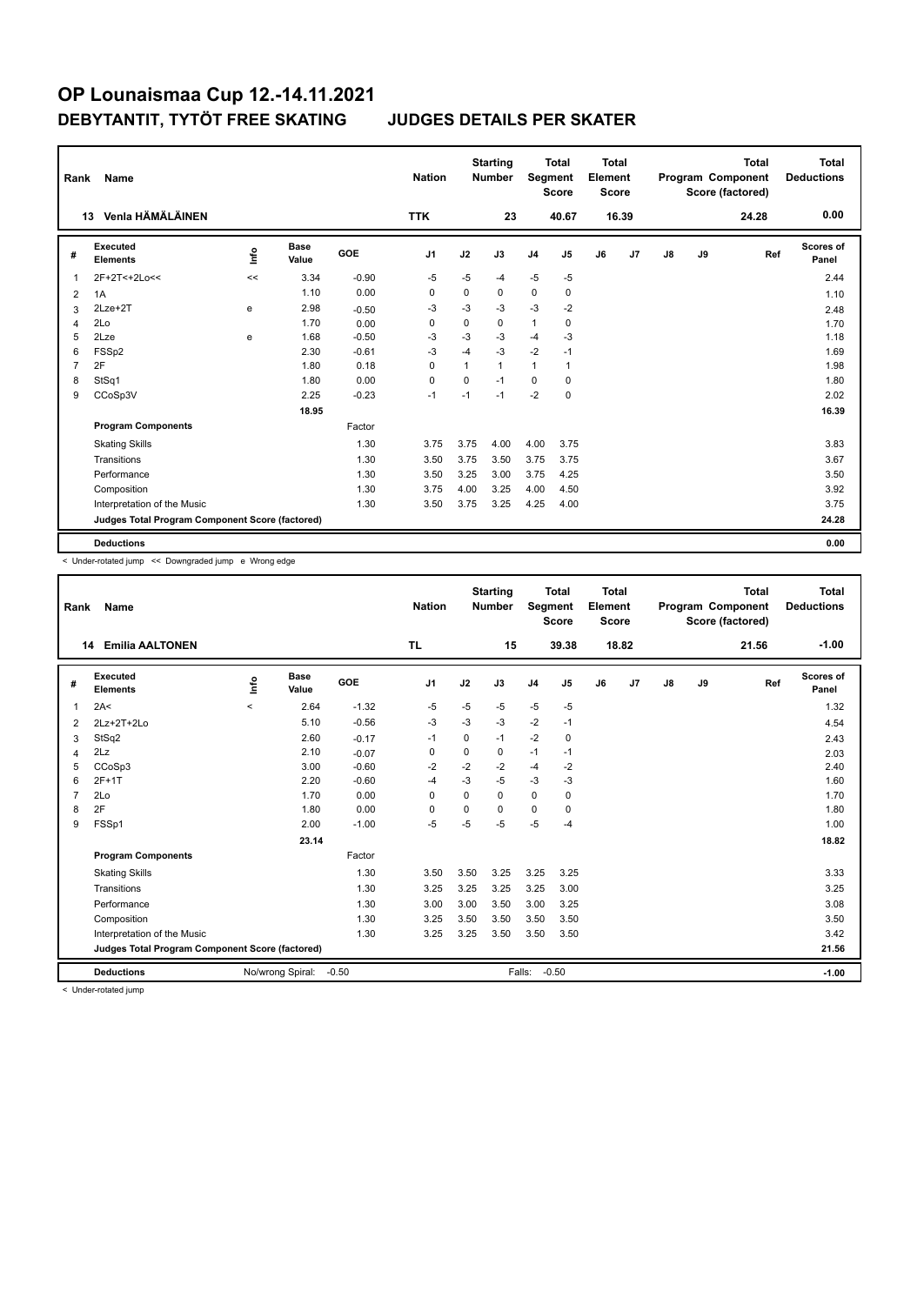# OP Lounaismaa Cup 12.-14.11.2021

## DEBYTANTIT, TYTÖT FREE SKATING JUDGES DETAILS PER SKATER

| Rank | Name | Nation | Starting Number | Total Segment Score | Total Element Score | Total Program Component Score (factored) | Total Deductions |
|---|---|---|---|---|---|---|---|
| 13 | Venla HÄMÄLÄINEN | TTK | 23 | 40.67 | 16.39 | 24.28 | 0.00 |

| # | Executed Elements | Info | Base Value | GOE | J1 | J2 | J3 | J4 | J5 | J6 | J7 | J8 | J9 | Ref | Scores of Panel |
|---|---|---|---|---|---|---|---|---|---|---|---|---|---|---|---|
| 1 | 2F+2T<+2Lo<< | << | 3.34 | -0.90 | -5 | -5 | -4 | -5 | -5 | | | | | | 2.44 |
| 2 | 1A | | 1.10 | 0.00 | 0 | 0 | 0 | 0 | 0 | | | | | | 1.10 |
| 3 | 2Lze+2T | e | 2.98 | -0.50 | -3 | -3 | -3 | -3 | -2 | | | | | | 2.48 |
| 4 | 2Lo | | 1.70 | 0.00 | 0 | 0 | 0 | 1 | 0 | | | | | | 1.70 |
| 5 | 2Lze | e | 1.68 | -0.50 | -3 | -3 | -3 | -4 | -3 | | | | | | 1.18 |
| 6 | FSSp2 | | 2.30 | -0.61 | -3 | -4 | -3 | -2 | -1 | | | | | | 1.69 |
| 7 | 2F | | 1.80 | 0.18 | 0 | 1 | 1 | 1 | 1 | | | | | | 1.98 |
| 8 | StSq1 | | 1.80 | 0.00 | 0 | 0 | -1 | 0 | 0 | | | | | | 1.80 |
| 9 | CCoSp3V | | 2.25 | -0.23 | -1 | -1 | -1 | -2 | 0 | | | | | | 2.02 |
| | | | 18.95 | | | | | | | | | | | | 16.39 |
| | **Program Components** | | | Factor | | | | | | | | | | | |
| | Skating Skills | | | 1.30 | 3.75 | 3.75 | 4.00 | 4.00 | 3.75 | | | | | | 3.83 |
| | Transitions | | | 1.30 | 3.50 | 3.75 | 3.50 | 3.75 | 3.75 | | | | | | 3.67 |
| | Performance | | | 1.30 | 3.50 | 3.25 | 3.00 | 3.75 | 4.25 | | | | | | 3.50 |
| | Composition | | | 1.30 | 3.75 | 4.00 | 3.25 | 4.00 | 4.50 | | | | | | 3.92 |
| | Interpretation of the Music | | | 1.30 | 3.50 | 3.75 | 3.25 | 4.25 | 4.00 | | | | | | 3.75 |
| | **Judges Total Program Component Score (factored)** | | | | | | | | | | | | | | 24.28 |
| | **Deductions** | | | | | | | | | | | | | | 0.00 |

< Under-rotated jump << Downgraded jump e Wrong edge

| Rank | Name | Nation | Starting Number | Total Segment Score | Total Element Score | Total Program Component Score (factored) | Total Deductions |
|---|---|---|---|---|---|---|---|
| 14 | Emilia AALTONEN | TL | 15 | 39.38 | 18.82 | 21.56 | -1.00 |

| # | Executed Elements | Info | Base Value | GOE | J1 | J2 | J3 | J4 | J5 | J6 | J7 | J8 | J9 | Ref | Scores of Panel |
|---|---|---|---|---|---|---|---|---|---|---|---|---|---|---|---|
| 1 | 2A< | < | 2.64 | -1.32 | -5 | -5 | -5 | -5 | -5 | | | | | | 1.32 |
| 2 | 2Lz+2T+2Lo | | 5.10 | -0.56 | -3 | -3 | -3 | -2 | -1 | | | | | | 4.54 |
| 3 | StSq2 | | 2.60 | -0.17 | -1 | 0 | -1 | -2 | 0 | | | | | | 2.43 |
| 4 | 2Lz | | 2.10 | -0.07 | 0 | 0 | 0 | -1 | -1 | | | | | | 2.03 |
| 5 | CCoSp3 | | 3.00 | -0.60 | -2 | -2 | -2 | -4 | -2 | | | | | | 2.40 |
| 6 | 2F+1T | | 2.20 | -0.60 | -4 | -3 | -5 | -3 | -3 | | | | | | 1.60 |
| 7 | 2Lo | | 1.70 | 0.00 | 0 | 0 | 0 | 0 | 0 | | | | | | 1.70 |
| 8 | 2F | | 1.80 | 0.00 | 0 | 0 | 0 | 0 | 0 | | | | | | 1.80 |
| 9 | FSSp1 | | 2.00 | -1.00 | -5 | -5 | -5 | -5 | -4 | | | | | | 1.00 |
| | | | 23.14 | | | | | | | | | | | | 18.82 |
| | **Program Components** | | | Factor | | | | | | | | | | | |
| | Skating Skills | | | 1.30 | 3.50 | 3.50 | 3.25 | 3.25 | 3.25 | | | | | | 3.33 |
| | Transitions | | | 1.30 | 3.25 | 3.25 | 3.25 | 3.25 | 3.00 | | | | | | 3.25 |
| | Performance | | | 1.30 | 3.00 | 3.00 | 3.50 | 3.00 | 3.25 | | | | | | 3.08 |
| | Composition | | | 1.30 | 3.25 | 3.50 | 3.50 | 3.50 | 3.50 | | | | | | 3.50 |
| | Interpretation of the Music | | | 1.30 | 3.25 | 3.25 | 3.50 | 3.50 | 3.50 | | | | | | 3.42 |
| | **Judges Total Program Component Score (factored)** | | | | | | | | | | | | | | 21.56 |
| | **Deductions** | No/wrong Spiral: -0.50 | | | | | Falls: -0.50 | | | | | | | | -1.00 |

< Under-rotated jump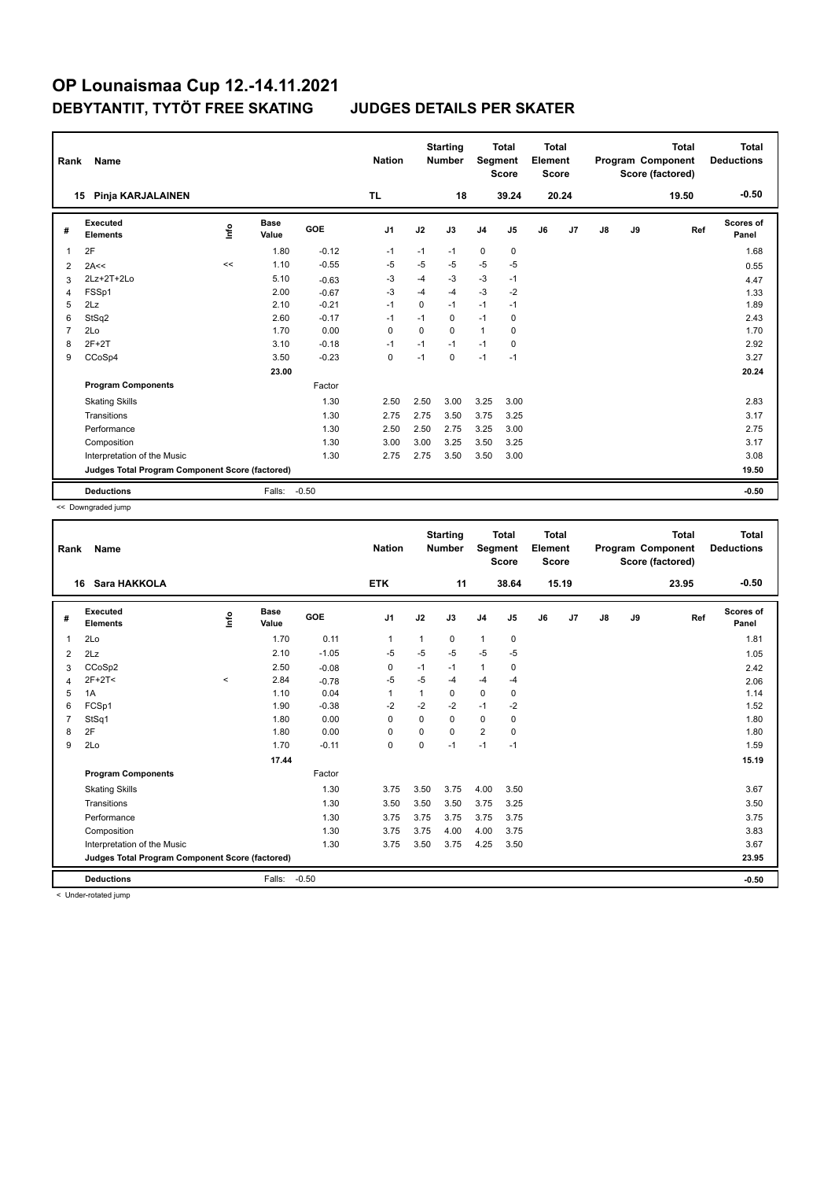# OP Lounaismaa Cup 12.-14.11.2021

## DEBYTANTIT, TYTÖT FREE SKATING JUDGES DETAILS PER SKATER

| Rank | Name | Nation | Starting Number | Total Segment Score | Total Element Score | Total Program Component Score (factored) | Total Deductions |
|---|---|---|---|---|---|---|---|
| 15 | Pinja KARJALAINEN | TL | 18 | 39.24 | 20.24 | 19.50 | -0.50 |

| # | Executed Elements | Info | Base Value | GOE | J1 | J2 | J3 | J4 | J5 | J6 | J7 | J8 | J9 | Ref | Scores of Panel |
|---|---|---|---|---|---|---|---|---|---|---|---|---|---|---|---|
| 1 | 2F | | 1.80 | -0.12 | -1 | -1 | -1 | 0 | 0 | | | | | | 1.68 |
| 2 | 2A<< | << | 1.10 | -0.55 | -5 | -5 | -5 | -5 | -5 | | | | | | 0.55 |
| 3 | 2Lz+2T+2Lo | | 5.10 | -0.63 | -3 | -4 | -3 | -3 | -1 | | | | | | 4.47 |
| 4 | FSSp1 | | 2.00 | -0.67 | -3 | -4 | -4 | -3 | -2 | | | | | | 1.33 |
| 5 | 2Lz | | 2.10 | -0.21 | -1 | 0 | -1 | -1 | -1 | | | | | | 1.89 |
| 6 | StSq2 | | 2.60 | -0.17 | -1 | -1 | 0 | -1 | 0 | | | | | | 2.43 |
| 7 | 2Lo | | 1.70 | 0.00 | 0 | 0 | 0 | 1 | 0 | | | | | | 1.70 |
| 8 | 2F+2T | | 3.10 | -0.18 | -1 | -1 | -1 | -1 | 0 | | | | | | 2.92 |
| 9 | CCoSp4 | | 3.50 | -0.23 | 0 | -1 | 0 | -1 | -1 | | | | | | 3.27 |
| | | | 23.00 | | | | | | | | | | | | 20.24 |
| | **Program Components** | | | Factor | | | | | | | | | | | |
| | Skating Skills | | | 1.30 | 2.50 | 2.50 | 3.00 | 3.25 | 3.00 | | | | | | 2.83 |
| | Transitions | | | 1.30 | 2.75 | 2.75 | 3.50 | 3.75 | 3.25 | | | | | | 3.17 |
| | Performance | | | 1.30 | 2.50 | 2.50 | 2.75 | 3.25 | 3.00 | | | | | | 2.75 |
| | Composition | | | 1.30 | 3.00 | 3.00 | 3.25 | 3.50 | 3.25 | | | | | | 3.17 |
| | Interpretation of the Music | | | 1.30 | 2.75 | 2.75 | 3.50 | 3.50 | 3.00 | | | | | | 3.08 |
| | **Judges Total Program Component Score (factored)** | | | | | | | | | | | | | | 19.50 |
| | **Deductions** | | Falls: | -0.50 | | | | | | | | | | | -0.50 |

<< Downgraded jump

| Rank | Name | Nation | Starting Number | Total Segment Score | Total Element Score | Total Program Component Score (factored) | Total Deductions |
|---|---|---|---|---|---|---|---|
| 16 | Sara HAKKOLA | ETK | 11 | 38.64 | 15.19 | 23.95 | -0.50 |

| # | Executed Elements | Info | Base Value | GOE | J1 | J2 | J3 | J4 | J5 | J6 | J7 | J8 | J9 | Ref | Scores of Panel |
|---|---|---|---|---|---|---|---|---|---|---|---|---|---|---|---|
| 1 | 2Lo | | 1.70 | 0.11 | 1 | 1 | 0 | 1 | 0 | | | | | | 1.81 |
| 2 | 2Lz | | 2.10 | -1.05 | -5 | -5 | -5 | -5 | -5 | | | | | | 1.05 |
| 3 | CCoSp2 | | 2.50 | -0.08 | 0 | -1 | -1 | 1 | 0 | | | | | | 2.42 |
| 4 | 2F+2T< | < | 2.84 | -0.78 | -5 | -5 | -4 | -4 | -4 | | | | | | 2.06 |
| 5 | 1A | | 1.10 | 0.04 | 1 | 1 | 0 | 0 | 0 | | | | | | 1.14 |
| 6 | FCSp1 | | 1.90 | -0.38 | -2 | -2 | -2 | -1 | -2 | | | | | | 1.52 |
| 7 | StSq1 | | 1.80 | 0.00 | 0 | 0 | 0 | 0 | 0 | | | | | | 1.80 |
| 8 | 2F | | 1.80 | 0.00 | 0 | 0 | 0 | 2 | 0 | | | | | | 1.80 |
| 9 | 2Lo | | 1.70 | -0.11 | 0 | 0 | -1 | -1 | -1 | | | | | | 1.59 |
| | | | 17.44 | | | | | | | | | | | | 15.19 |
| | **Program Components** | | | Factor | | | | | | | | | | | |
| | Skating Skills | | | 1.30 | 3.75 | 3.50 | 3.75 | 4.00 | 3.50 | | | | | | 3.67 |
| | Transitions | | | 1.30 | 3.50 | 3.50 | 3.50 | 3.75 | 3.25 | | | | | | 3.50 |
| | Performance | | | 1.30 | 3.75 | 3.75 | 3.75 | 3.75 | 3.75 | | | | | | 3.75 |
| | Composition | | | 1.30 | 3.75 | 3.75 | 4.00 | 4.00 | 3.75 | | | | | | 3.83 |
| | Interpretation of the Music | | | 1.30 | 3.75 | 3.50 | 3.75 | 4.25 | 3.50 | | | | | | 3.67 |
| | **Judges Total Program Component Score (factored)** | | | | | | | | | | | | | | 23.95 |
| | **Deductions** | | Falls: | -0.50 | | | | | | | | | | | -0.50 |

< Under-rotated jump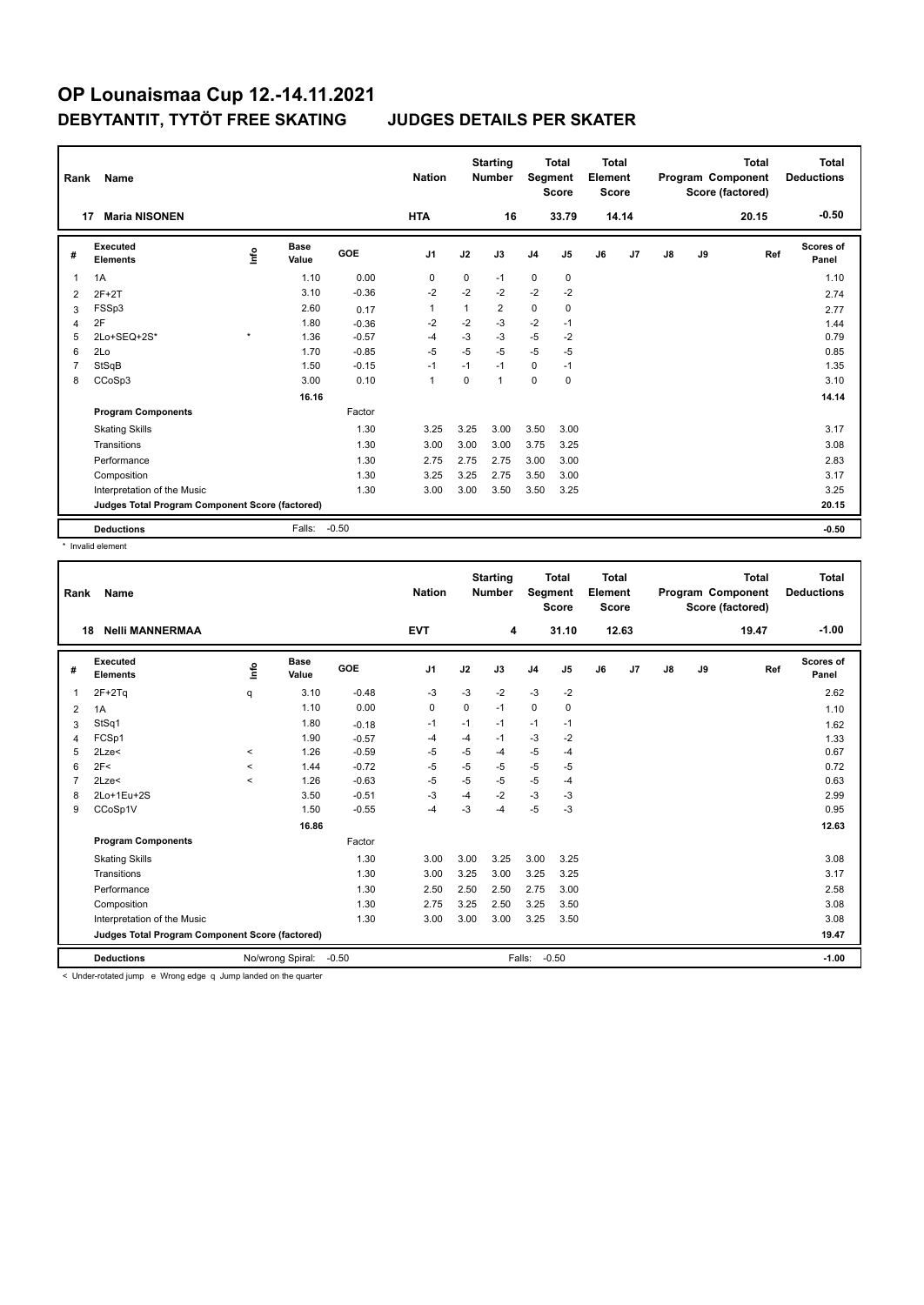# OP Lounaismaa Cup 12.-14.11.2021

## DEBYTANTIT, TYTÖT FREE SKATING — JUDGES DETAILS PER SKATER

| Rank | Name | Nation | Starting Number | Total Segment Score | Total Element Score | Total Program Component Score (factored) | Total Deductions |
|---|---|---|---|---|---|---|---|
| 17 | Maria NISONEN | HTA | 16 | 33.79 | 14.14 | 20.15 | -0.50 |

| # | Executed Elements | Info | Base Value | GOE | J1 | J2 | J3 | J4 | J5 | J6 | J7 | J8 | J9 | Ref | Scores of Panel |
|---|---|---|---|---|---|---|---|---|---|---|---|---|---|---|---|
| 1 | 1A | | 1.10 | 0.00 | 0 | 0 | -1 | 0 | 0 | | | | | | 1.10 |
| 2 | 2F+2T | | 3.10 | -0.36 | -2 | -2 | -2 | -2 | -2 | | | | | | 2.74 |
| 3 | FSSp3 | | 2.60 | 0.17 | 1 | 1 | 2 | 0 | 0 | | | | | | 2.77 |
| 4 | 2F | | 1.80 | -0.36 | -2 | -2 | -3 | -2 | -1 | | | | | | 1.44 |
| 5 | 2Lo+SEQ+2S* | * | 1.36 | -0.57 | -4 | -3 | -3 | -5 | -2 | | | | | | 0.79 |
| 6 | 2Lo | | 1.70 | -0.85 | -5 | -5 | -5 | -5 | -5 | | | | | | 0.85 |
| 7 | StSqB | | 1.50 | -0.15 | -1 | -1 | -1 | 0 | -1 | | | | | | 1.35 |
| 8 | CCoSp3 | | 3.00 | 0.10 | 1 | 0 | 1 | 0 | 0 | | | | | | 3.10 |
| | | | 16.16 | | | | | | | | | | | | 14.14 |

| Program Components | Factor | J1 | J2 | J3 | J4 | J5 | J6 | J7 | J8 | J9 | Scores of Panel |
|---|---|---|---|---|---|---|---|---|---|---|---|
| Skating Skills | 1.30 | 3.25 | 3.25 | 3.00 | 3.50 | 3.00 | | | | | 3.17 |
| Transitions | 1.30 | 3.00 | 3.00 | 3.00 | 3.75 | 3.25 | | | | | 3.08 |
| Performance | 1.30 | 2.75 | 2.75 | 2.75 | 3.00 | 3.00 | | | | | 2.83 |
| Composition | 1.30 | 3.25 | 3.25 | 2.75 | 3.50 | 3.00 | | | | | 3.17 |
| Interpretation of the Music | 1.30 | 3.00 | 3.00 | 3.50 | 3.50 | 3.25 | | | | | 3.25 |
| Judges Total Program Component Score (factored) | | | | | | | | | | | 20.15 |

| Deductions | Falls: -0.50 | -0.50 |
|---|---|---|

\* Invalid element

| Rank | Name | Nation | Starting Number | Total Segment Score | Total Element Score | Total Program Component Score (factored) | Total Deductions |
|---|---|---|---|---|---|---|---|
| 18 | Nelli MANNERMAA | EVT | 4 | 31.10 | 12.63 | 19.47 | -1.00 |

| # | Executed Elements | Info | Base Value | GOE | J1 | J2 | J3 | J4 | J5 | J6 | J7 | J8 | J9 | Ref | Scores of Panel |
|---|---|---|---|---|---|---|---|---|---|---|---|---|---|---|---|
| 1 | 2F+2Tq | q | 3.10 | -0.48 | -3 | -3 | -2 | -3 | -2 | | | | | | 2.62 |
| 2 | 1A | | 1.10 | 0.00 | 0 | 0 | -1 | 0 | 0 | | | | | | 1.10 |
| 3 | StSq1 | | 1.80 | -0.18 | -1 | -1 | -1 | -1 | -1 | | | | | | 1.62 |
| 4 | FCSp1 | | 1.90 | -0.57 | -4 | -4 | -1 | -3 | -2 | | | | | | 1.33 |
| 5 | 2Lze< | < | 1.26 | -0.59 | -5 | -5 | -4 | -5 | -4 | | | | | | 0.67 |
| 6 | 2F< | < | 1.44 | -0.72 | -5 | -5 | -5 | -5 | -5 | | | | | | 0.72 |
| 7 | 2Lze< | < | 1.26 | -0.63 | -5 | -5 | -5 | -5 | -4 | | | | | | 0.63 |
| 8 | 2Lo+1Eu+2S | | 3.50 | -0.51 | -3 | -4 | -2 | -3 | -3 | | | | | | 2.99 |
| 9 | CCoSp1V | | 1.50 | -0.55 | -4 | -3 | -4 | -5 | -3 | | | | | | 0.95 |
| | | | 16.86 | | | | | | | | | | | | 12.63 |

| Program Components | Factor | J1 | J2 | J3 | J4 | J5 | J6 | J7 | J8 | J9 | Scores of Panel |
|---|---|---|---|---|---|---|---|---|---|---|---|
| Skating Skills | 1.30 | 3.00 | 3.00 | 3.25 | 3.00 | 3.25 | | | | | 3.08 |
| Transitions | 1.30 | 3.00 | 3.25 | 3.00 | 3.25 | 3.25 | | | | | 3.17 |
| Performance | 1.30 | 2.50 | 2.50 | 2.50 | 2.75 | 3.00 | | | | | 2.58 |
| Composition | 1.30 | 2.75 | 3.25 | 2.50 | 3.25 | 3.50 | | | | | 3.08 |
| Interpretation of the Music | 1.30 | 3.00 | 3.00 | 3.00 | 3.25 | 3.50 | | | | | 3.08 |
| Judges Total Program Component Score (factored) | | | | | | | | | | | 19.47 |

| Deductions | No/wrong Spiral: -0.50 | Falls: -0.50 | -1.00 |
|---|---|---|---|

< Under-rotated jump e Wrong edge q Jump landed on the quarter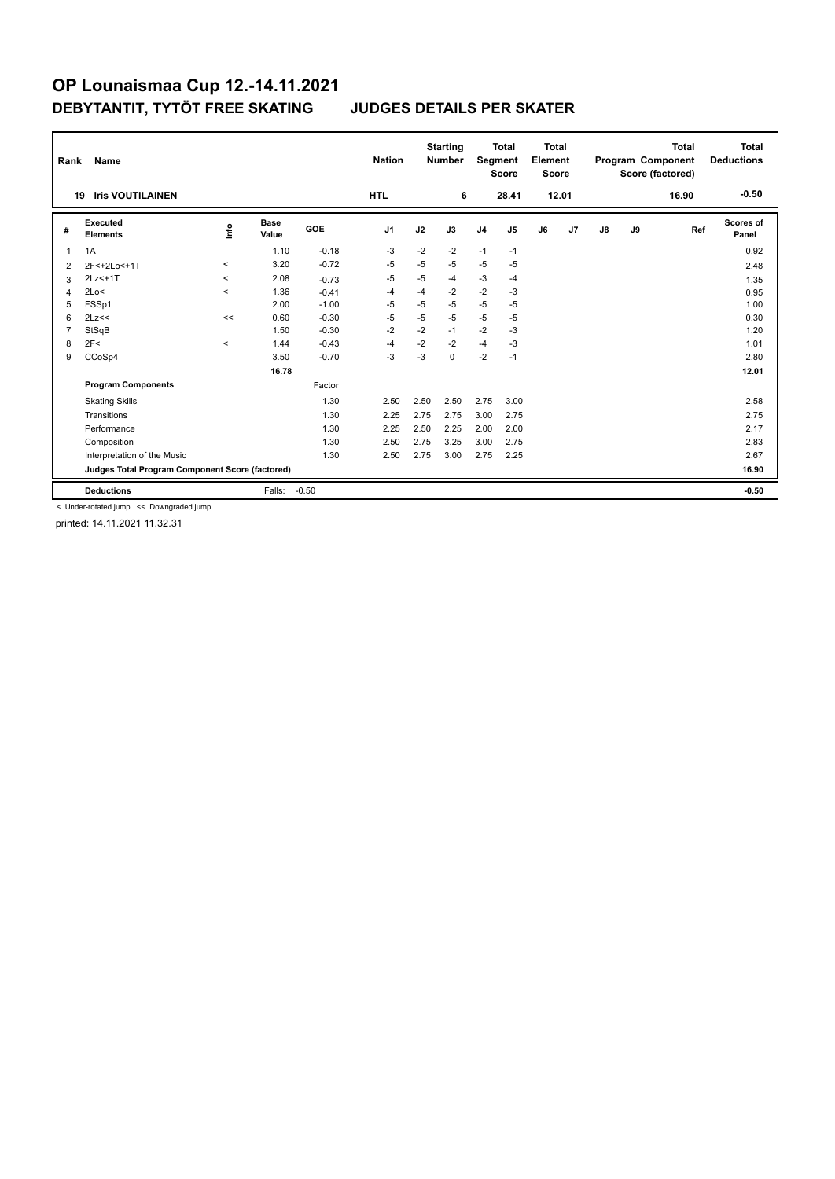# OP Lounaismaa Cup 12.-14.11.2021

## DEBYTANTIT, TYTÖT FREE SKATING JUDGES DETAILS PER SKATER

| Rank | Name | Nation | Starting Number | Total Segment Score | Total Element Score | Total Program Component Score (factored) | Total Deductions |
|---|---|---|---|---|---|---|---|
| 19 | Iris VOUTILAINEN | HTL | 6 | 28.41 | 12.01 | 16.90 | -0.50 |

| # | Executed Elements | Info | Base Value | GOE | J1 | J2 | J3 | J4 | J5 | J6 | J7 | J8 | J9 | Ref | Scores of Panel |
|---|---|---|---|---|---|---|---|---|---|---|---|---|---|---|---|
| 1 | 1A | | 1.10 | -0.18 | -3 | -2 | -2 | -1 | -1 | | | | | | 0.92 |
| 2 | 2F<+2Lo<+1T | < | 3.20 | -0.72 | -5 | -5 | -5 | -5 | -5 | | | | | | 2.48 |
| 3 | 2Lz<+1T | < | 2.08 | -0.73 | -5 | -5 | -4 | -3 | -4 | | | | | | 1.35 |
| 4 | 2Lo< | < | 1.36 | -0.41 | -4 | -4 | -2 | -2 | -3 | | | | | | 0.95 |
| 5 | FSSp1 | | 2.00 | -1.00 | -5 | -5 | -5 | -5 | -5 | | | | | | 1.00 |
| 6 | 2Lz<< | << | 0.60 | -0.30 | -5 | -5 | -5 | -5 | -5 | | | | | | 0.30 |
| 7 | StSqB | | 1.50 | -0.30 | -2 | -2 | -1 | -2 | -3 | | | | | | 1.20 |
| 8 | 2F< | < | 1.44 | -0.43 | -4 | -2 | -2 | -4 | -3 | | | | | | 1.01 |
| 9 | CCoSp4 | | 3.50 | -0.70 | -3 | -3 | 0 | -2 | -1 | | | | | | 2.80 |
| | | | 16.78 | | | | | | | | | | | | 12.01 |
| | **Program Components** | | | Factor | | | | | | | | | | | |
| | Skating Skills | | | 1.30 | 2.50 | 2.50 | 2.50 | 2.75 | 3.00 | | | | | | 2.58 |
| | Transitions | | | 1.30 | 2.25 | 2.75 | 2.75 | 3.00 | 2.75 | | | | | | 2.75 |
| | Performance | | | 1.30 | 2.25 | 2.50 | 2.25 | 2.00 | 2.00 | | | | | | 2.17 |
| | Composition | | | 1.30 | 2.50 | 2.75 | 3.25 | 3.00 | 2.75 | | | | | | 2.83 |
| | Interpretation of the Music | | | 1.30 | 2.50 | 2.75 | 3.00 | 2.75 | 2.25 | | | | | | 2.67 |
| | **Judges Total Program Component Score (factored)** | | | | | | | | | | | | | | 16.90 |
| | **Deductions** | | Falls: | -0.50 | | | | | | | | | | | -0.50 |

< Under-rotated jump << Downgraded jump

printed: 14.11.2021 11.32.31